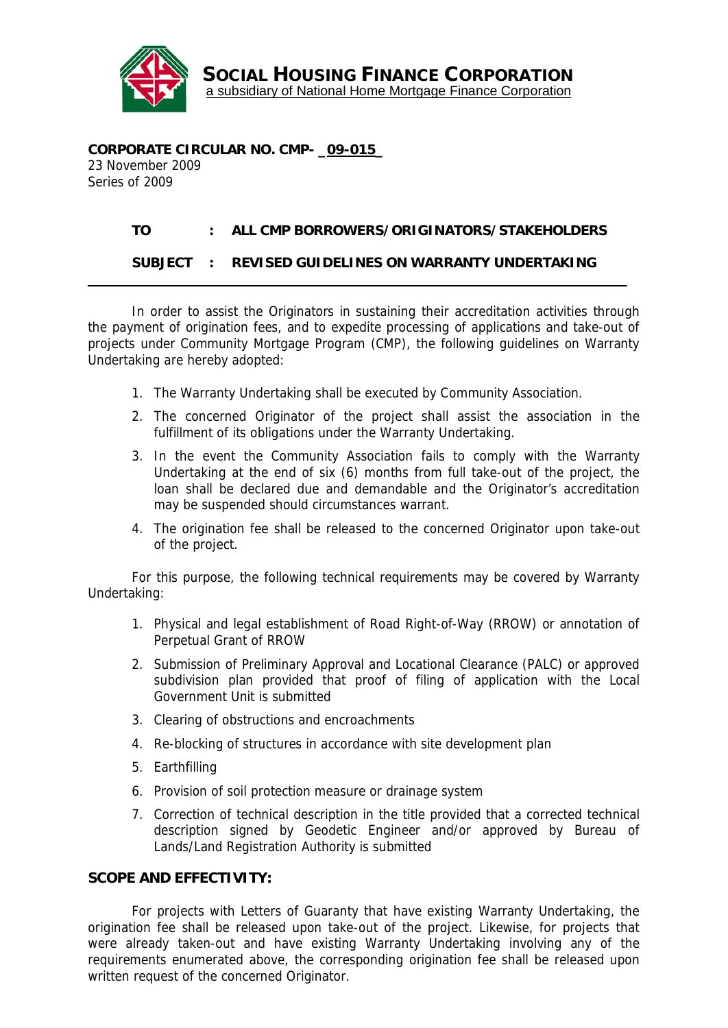**SOCIAL HOUSING FINANCE CORPORATION**
a subsidiary of National Home Mortgage Finance Corporation

**CORPORATE CIRCULAR NO. CMP- _09-015_**
23 November 2009
Series of 2009

**TO : ALL CMP BORROWERS/ORIGINATORS/STAKEHOLDERS**

**SUBJECT : REVISED GUIDELINES ON WARRANTY UNDERTAKING**

---

In order to assist the Originators in sustaining their accreditation activities through the payment of origination fees, and to expedite processing of applications and take-out of projects under Community Mortgage Program (CMP), the following guidelines on Warranty Undertaking are hereby adopted:

1. The Warranty Undertaking shall be executed by Community Association.
2. The concerned Originator of the project shall assist the association in the fulfillment of its obligations under the Warranty Undertaking.
3. In the event the Community Association fails to comply with the Warranty Undertaking at the end of six (6) months from full take-out of the project, the loan shall be declared due and demandable and the Originator's accreditation may be suspended should circumstances warrant.
4. The origination fee shall be released to the concerned Originator upon take-out of the project.

For this purpose, the following technical requirements may be covered by Warranty Undertaking:

1. Physical and legal establishment of Road Right-of-Way (RROW) or annotation of Perpetual Grant of RROW
2. Submission of Preliminary Approval and Locational Clearance (PALC) or approved subdivision plan provided that proof of filing of application with the Local Government Unit is submitted
3. Clearing of obstructions and encroachments
4. Re-blocking of structures in accordance with site development plan
5. Earthfilling
6. Provision of soil protection measure or drainage system
7. Correction of technical description in the title provided that a corrected technical description signed by Geodetic Engineer and/or approved by Bureau of Lands/Land Registration Authority is submitted

**SCOPE AND EFFECTIVITY:**

For projects with Letters of Guaranty that have existing Warranty Undertaking, the origination fee shall be released upon take-out of the project. Likewise, for projects that were already taken-out and have existing Warranty Undertaking involving any of the requirements enumerated above, the corresponding origination fee shall be released upon written request of the concerned Originator.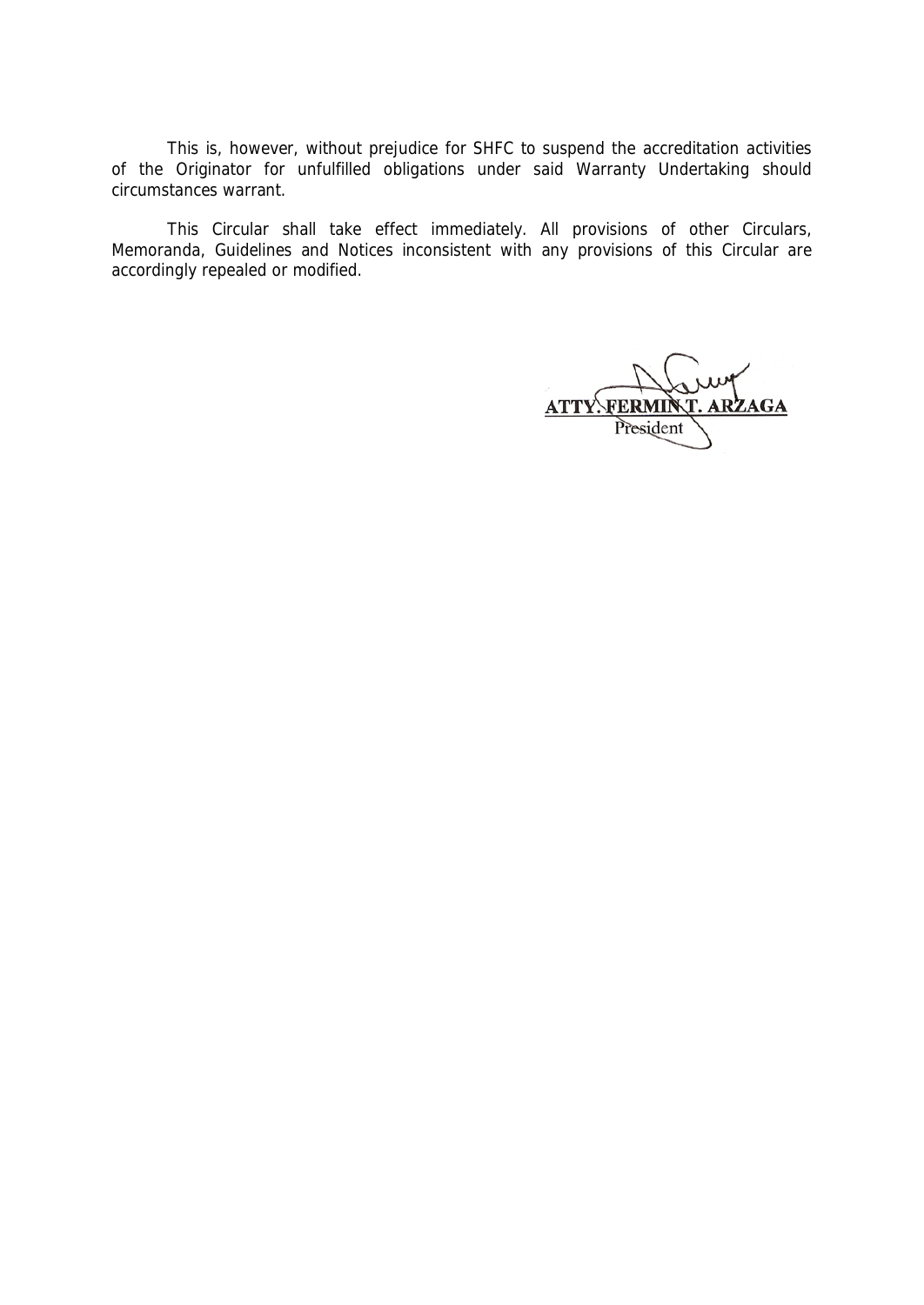This is, however, without prejudice for SHFC to suspend the accreditation activities of the Originator for unfulfilled obligations under said Warranty Undertaking should circumstances warrant.

This Circular shall take effect immediately. All provisions of other Circulars, Memoranda, Guidelines and Notices inconsistent with any provisions of this Circular are accordingly repealed or modified.

**ATTY. FERMIN T. ARZAGA**
President